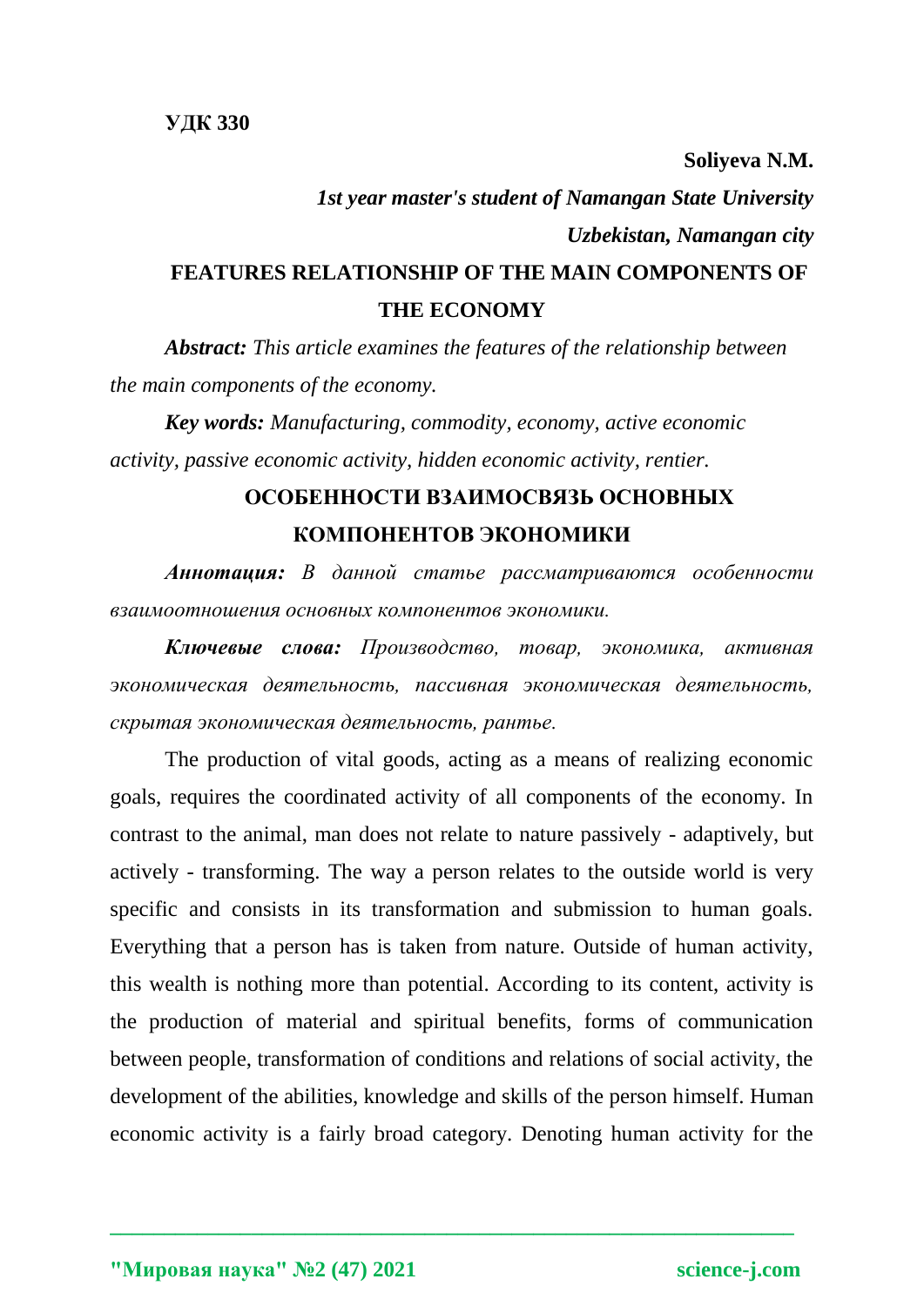**УДК 330**

**Soliyeva N.M.**

***1st year master's student of Namangan State University***

***Uzbekistan, Namangan city***

# FEATURES RELATIONSHIP OF THE MAIN COMPONENTS OF THE ECONOMY

***Abstract:*** *This article examines the features of the relationship between the main components of the economy.*

***Key words:*** *Manufacturing, commodity, economy, active economic activity, passive economic activity, hidden economic activity, rentier.*

# ОСОБЕННОСТИ ВЗАИМОСВЯЗЬ ОСНОВНЫХ КОМПОНЕНТОВ ЭКОНОМИКИ

***Аннотация:*** *В данной статье рассматриваются особенности взаимоотношения основных компонентов экономики.*

***Ключевые слова:*** *Производство, товар, экономика, активная экономическая деятельность, пассивная экономическая деятельность, скрытая экономическая деятельность, рантье.*

The production of vital goods, acting as a means of realizing economic goals, requires the coordinated activity of all components of the economy. In contrast to the animal, man does not relate to nature passively - adaptively, but actively - transforming. The way a person relates to the outside world is very specific and consists in its transformation and submission to human goals. Everything that a person has is taken from nature. Outside of human activity, this wealth is nothing more than potential. According to its content, activity is the production of material and spiritual benefits, forms of communication between people, transformation of conditions and relations of social activity, the development of the abilities, knowledge and skills of the person himself. Human economic activity is a fairly broad category. Denoting human activity for the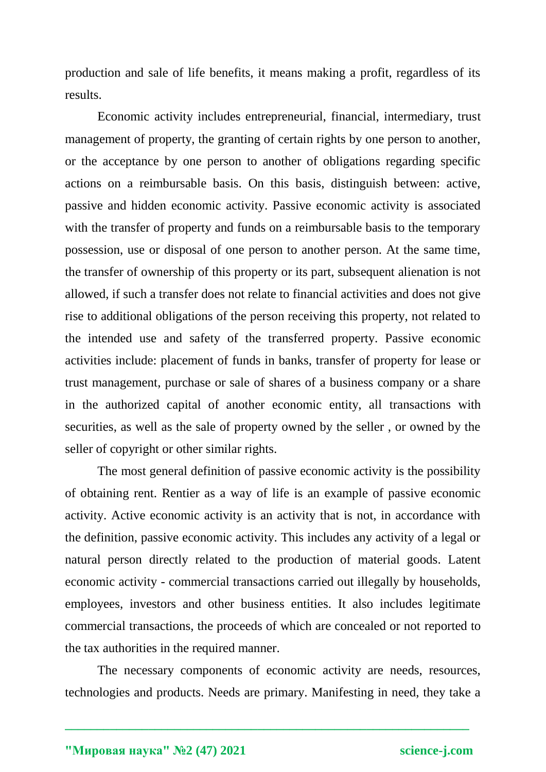production and sale of life benefits, it means making a profit, regardless of its results.

Economic activity includes entrepreneurial, financial, intermediary, trust management of property, the granting of certain rights by one person to another, or the acceptance by one person to another of obligations regarding specific actions on a reimbursable basis. On this basis, distinguish between: active, passive and hidden economic activity. Passive economic activity is associated with the transfer of property and funds on a reimbursable basis to the temporary possession, use or disposal of one person to another person. At the same time, the transfer of ownership of this property or its part, subsequent alienation is not allowed, if such a transfer does not relate to financial activities and does not give rise to additional obligations of the person receiving this property, not related to the intended use and safety of the transferred property. Passive economic activities include: placement of funds in banks, transfer of property for lease or trust management, purchase or sale of shares of a business company or a share in the authorized capital of another economic entity, all transactions with securities, as well as the sale of property owned by the seller , or owned by the seller of copyright or other similar rights.

The most general definition of passive economic activity is the possibility of obtaining rent. Rentier as a way of life is an example of passive economic activity. Active economic activity is an activity that is not, in accordance with the definition, passive economic activity. This includes any activity of a legal or natural person directly related to the production of material goods. Latent economic activity - commercial transactions carried out illegally by households, employees, investors and other business entities. It also includes legitimate commercial transactions, the proceeds of which are concealed or not reported to the tax authorities in the required manner.

The necessary components of economic activity are needs, resources, technologies and products. Needs are primary. Manifesting in need, they take a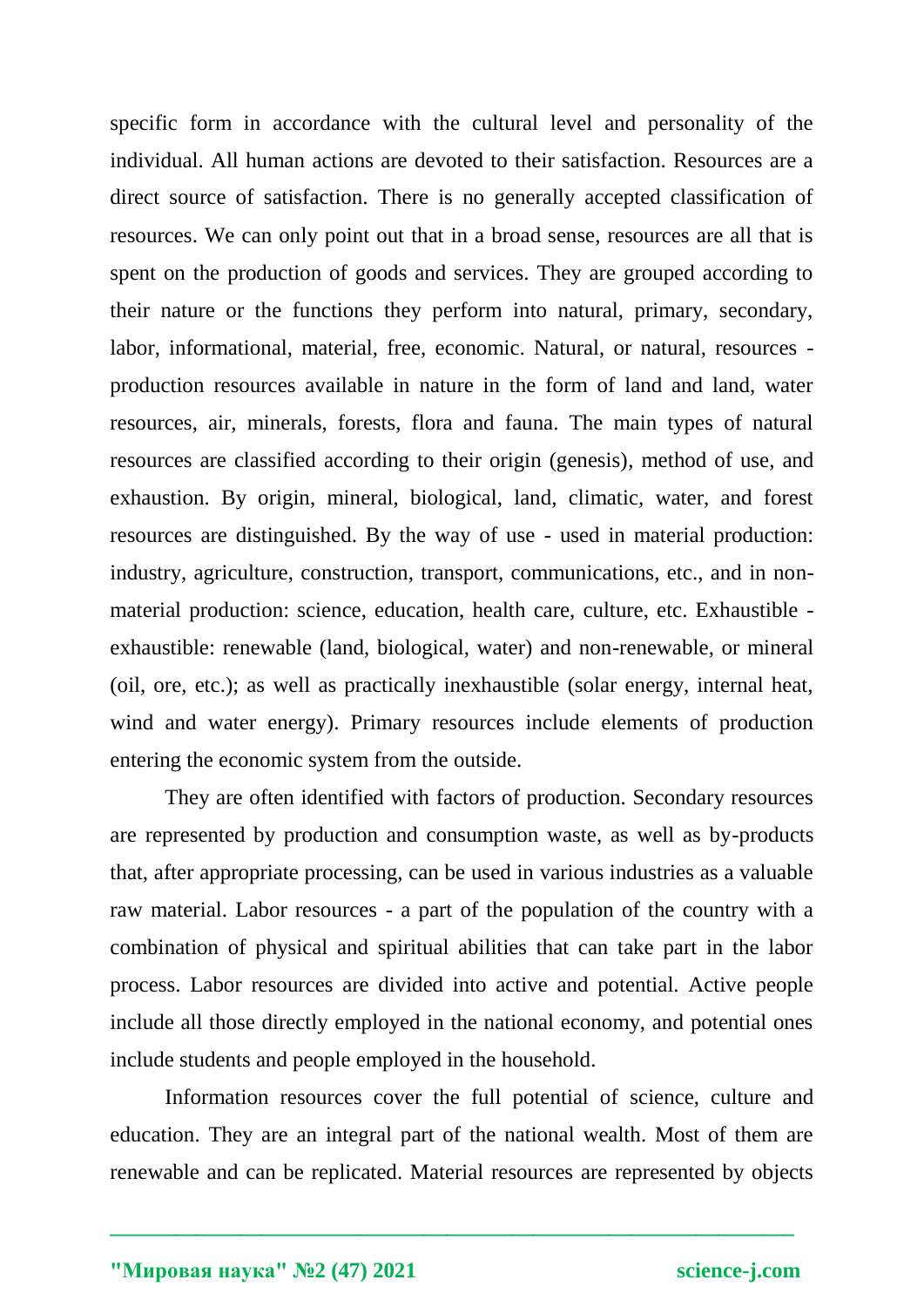specific form in accordance with the cultural level and personality of the individual. All human actions are devoted to their satisfaction. Resources are a direct source of satisfaction. There is no generally accepted classification of resources. We can only point out that in a broad sense, resources are all that is spent on the production of goods and services. They are grouped according to their nature or the functions they perform into natural, primary, secondary, labor, informational, material, free, economic. Natural, or natural, resources - production resources available in nature in the form of land and land, water resources, air, minerals, forests, flora and fauna. The main types of natural resources are classified according to their origin (genesis), method of use, and exhaustion. By origin, mineral, biological, land, climatic, water, and forest resources are distinguished. By the way of use - used in material production: industry, agriculture, construction, transport, communications, etc., and in non-material production: science, education, health care, culture, etc. Exhaustible - exhaustible: renewable (land, biological, water) and non-renewable, or mineral (oil, ore, etc.); as well as practically inexhaustible (solar energy, internal heat, wind and water energy). Primary resources include elements of production entering the economic system from the outside.

They are often identified with factors of production. Secondary resources are represented by production and consumption waste, as well as by-products that, after appropriate processing, can be used in various industries as a valuable raw material. Labor resources - a part of the population of the country with a combination of physical and spiritual abilities that can take part in the labor process. Labor resources are divided into active and potential. Active people include all those directly employed in the national economy, and potential ones include students and people employed in the household.

Information resources cover the full potential of science, culture and education. They are an integral part of the national wealth. Most of them are renewable and can be replicated. Material resources are represented by objects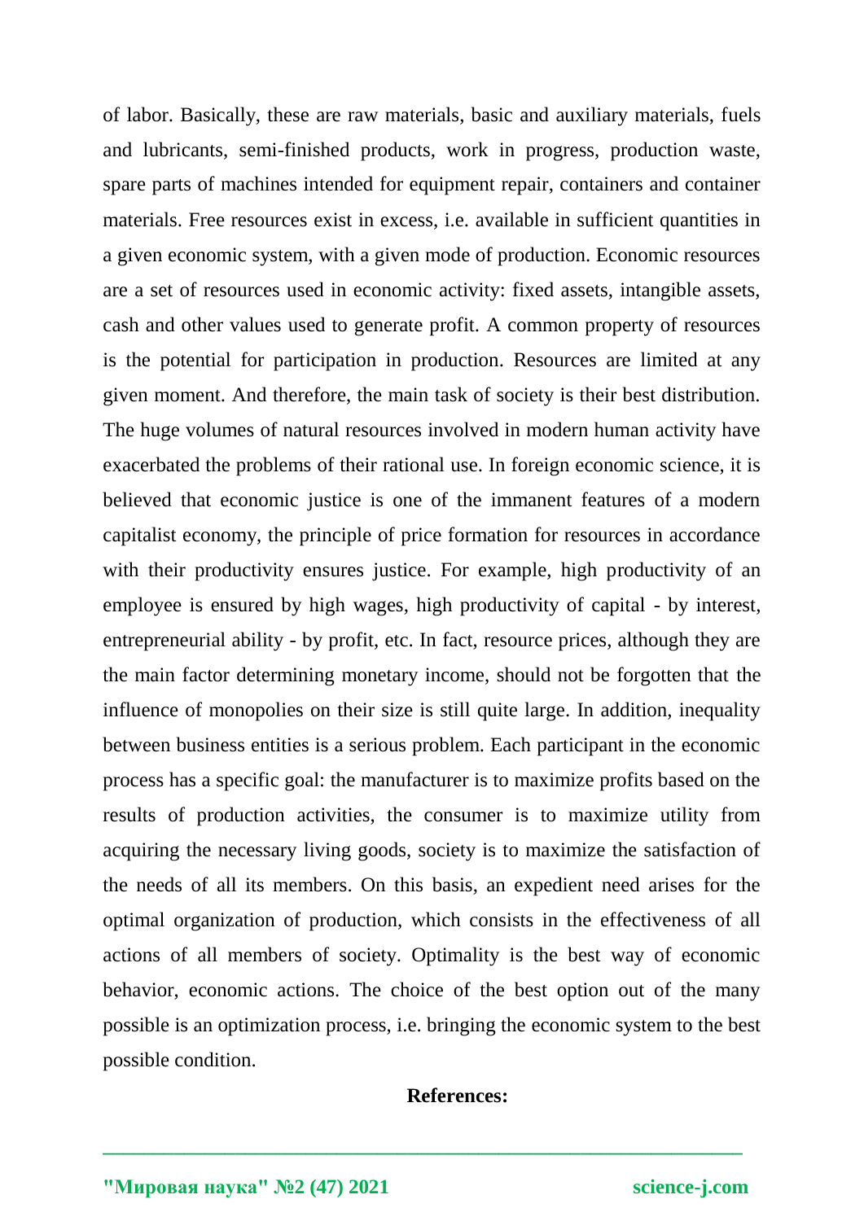of labor. Basically, these are raw materials, basic and auxiliary materials, fuels and lubricants, semi-finished products, work in progress, production waste, spare parts of machines intended for equipment repair, containers and container materials. Free resources exist in excess, i.e. available in sufficient quantities in a given economic system, with a given mode of production. Economic resources are a set of resources used in economic activity: fixed assets, intangible assets, cash and other values used to generate profit. A common property of resources is the potential for participation in production. Resources are limited at any given moment. And therefore, the main task of society is their best distribution. The huge volumes of natural resources involved in modern human activity have exacerbated the problems of their rational use. In foreign economic science, it is believed that economic justice is one of the immanent features of a modern capitalist economy, the principle of price formation for resources in accordance with their productivity ensures justice. For example, high productivity of an employee is ensured by high wages, high productivity of capital - by interest, entrepreneurial ability - by profit, etc. In fact, resource prices, although they are the main factor determining monetary income, should not be forgotten that the influence of monopolies on their size is still quite large. In addition, inequality between business entities is a serious problem. Each participant in the economic process has a specific goal: the manufacturer is to maximize profits based on the results of production activities, the consumer is to maximize utility from acquiring the necessary living goods, society is to maximize the satisfaction of the needs of all its members. On this basis, an expedient need arises for the optimal organization of production, which consists in the effectiveness of all actions of all members of society. Optimality is the best way of economic behavior, economic actions. The choice of the best option out of the many possible is an optimization process, i.e. bringing the economic system to the best possible condition.

**References:**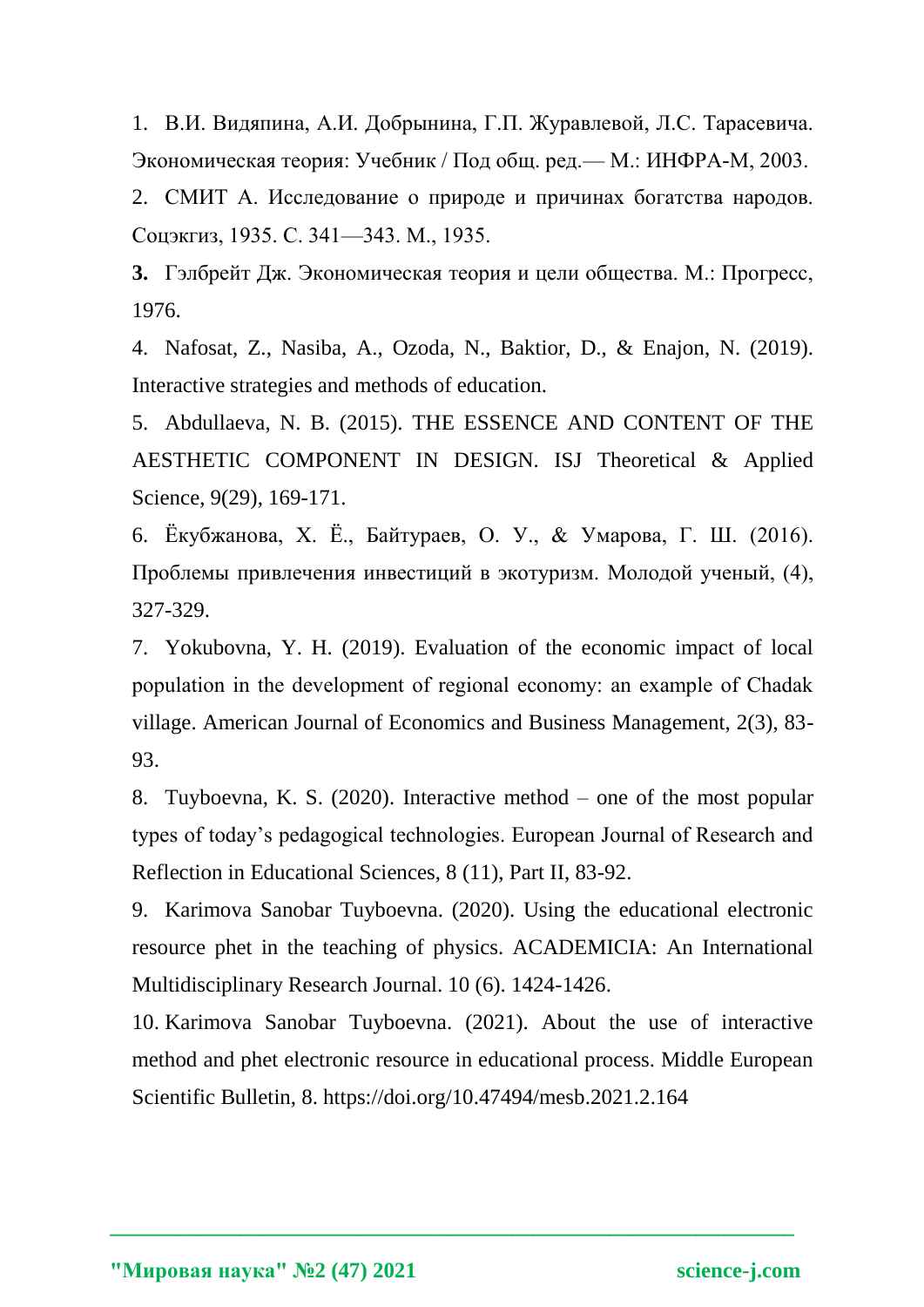1. В.И. Видяпина, А.И. Добрынина, Г.П. Журавлевой, Л.С. Тарасевича. Экономическая теория: Учебник / Под общ. ред.— М.: ИНФРА-М, 2003.
2. СМИТ А. Исследование о природе и причинах богатства народов. Соцэкгиз, 1935. С. 341—343. М., 1935.
3. Гэлбрейт Дж. Экономическая теория и цели общества. М.: Прогресс, 1976.
4. Nafosat, Z., Nasiba, A., Ozoda, N., Baktior, D., & Enajon, N. (2019). Interactive strategies and methods of education.
5. Abdullaeva, N. B. (2015). THE ESSENCE AND CONTENT OF THE AESTHETIC COMPONENT IN DESIGN. ISJ Theoretical & Applied Science, 9(29), 169-171.
6. Ёкубжанова, Х. Ё., Байтураев, О. У., & Умарова, Г. Ш. (2016). Проблемы привлечения инвестиций в экотуризм. Молодой ученый, (4), 327-329.
7. Yokubovna, Y. H. (2019). Evaluation of the economic impact of local population in the development of regional economy: an example of Chadak village. American Journal of Economics and Business Management, 2(3), 83-93.
8. Tuyboevna, K. S. (2020). Interactive method – one of the most popular types of today's pedagogical technologies. European Journal of Research and Reflection in Educational Sciences, 8 (11), Part II, 83-92.
9. Karimova Sanobar Tuyboevna. (2020). Using the educational electronic resource phet in the teaching of physics. ACADEMICIA: An International Multidisciplinary Research Journal. 10 (6). 1424-1426.
10. Karimova Sanobar Tuyboevna. (2021). About the use of interactive method and phet electronic resource in educational process. Middle European Scientific Bulletin, 8. https://doi.org/10.47494/mesb.2021.2.164